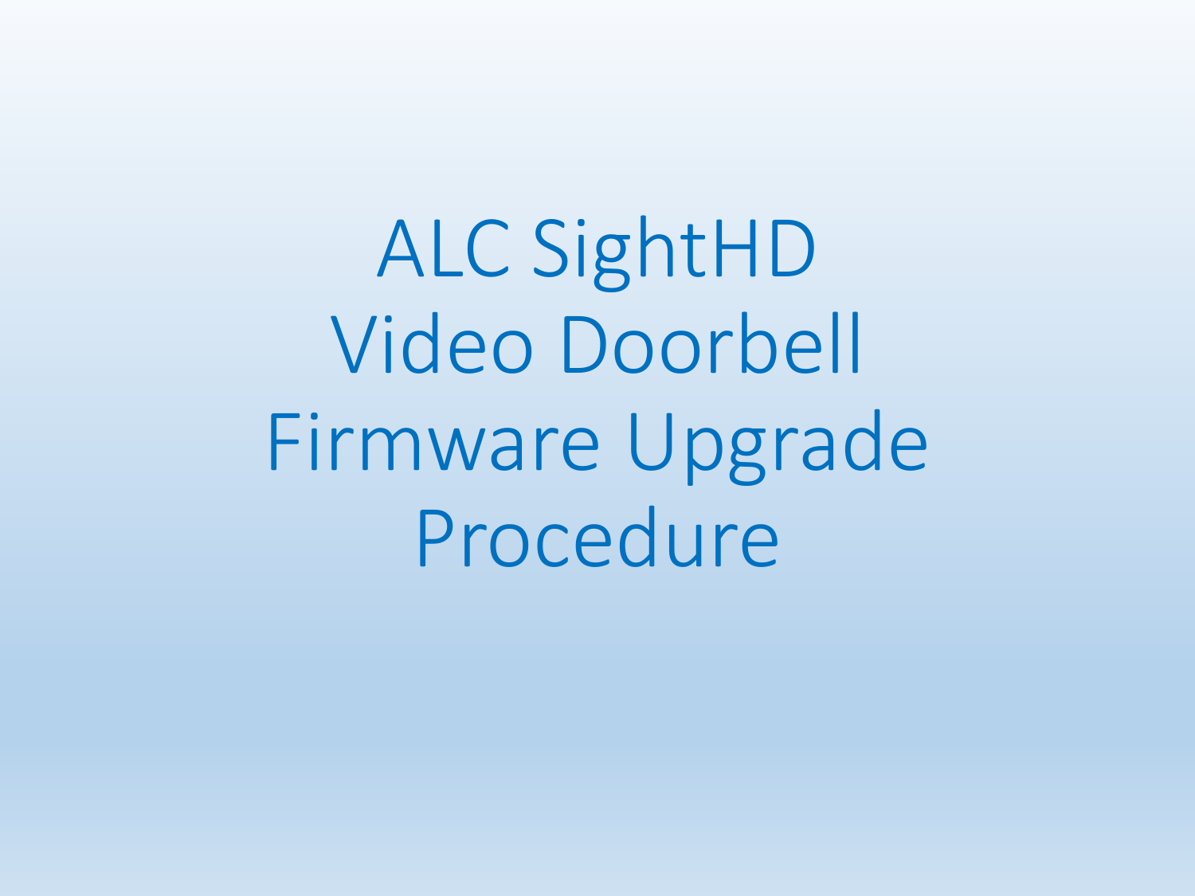# ALC SightHD Video Doorbell Firmware Upgrade Procedure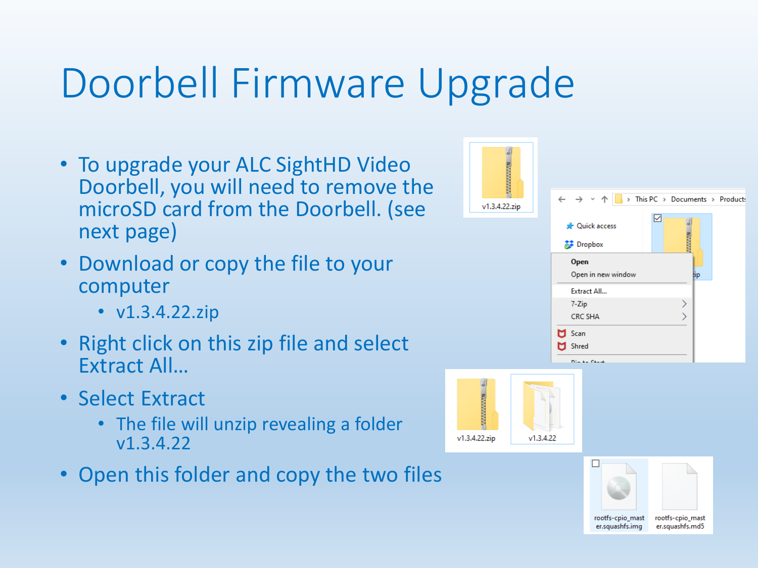# Doorbell Firmware Upgrade

- To upgrade your ALC SightHD Video Doorbell, you will need to remove the microSD card from the Doorbell. (see next page)
- Download or copy the file to your computer
  - v1.3.4.22.zip
- Right click on this zip file and select Extract All…
- Select Extract
  - The file will unzip revealing a folder v1.3.4.22
- Open this folder and copy the two files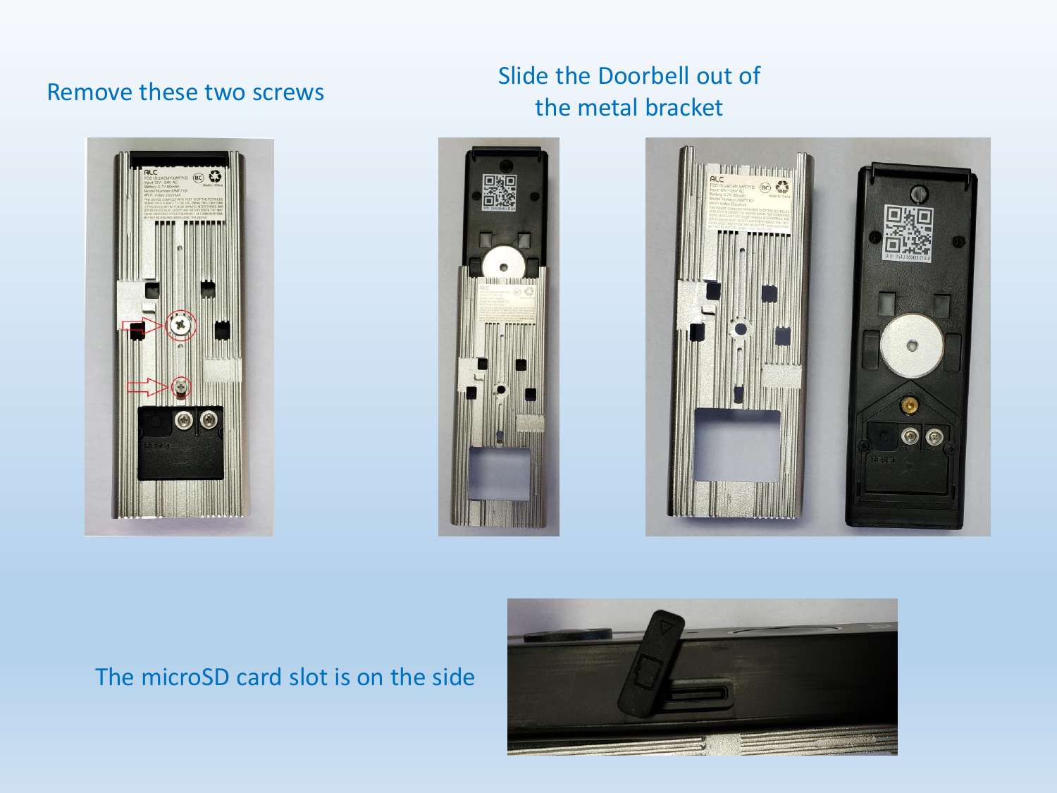Remove these two screws

Slide the Doorbell out of the metal bracket

The microSD card slot is on the side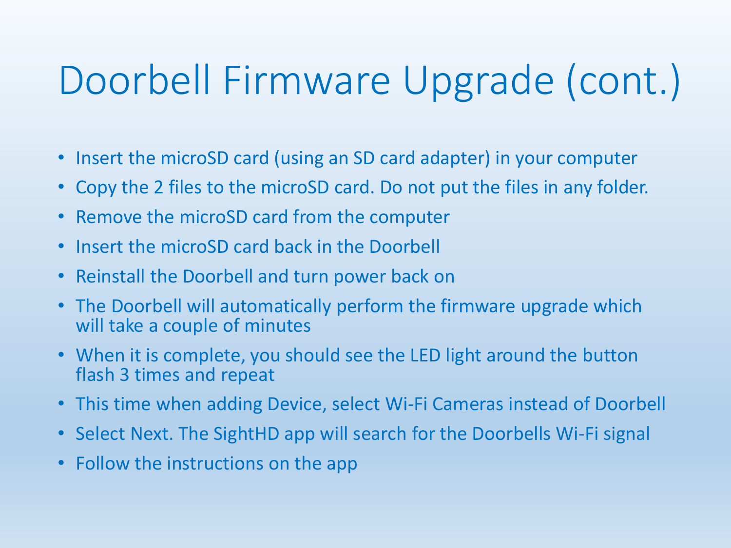# Doorbell Firmware Upgrade (cont.)

- Insert the microSD card (using an SD card adapter) in your computer
- Copy the 2 files to the microSD card. Do not put the files in any folder.
- Remove the microSD card from the computer
- Insert the microSD card back in the Doorbell
- Reinstall the Doorbell and turn power back on
- The Doorbell will automatically perform the firmware upgrade which will take a couple of minutes
- When it is complete, you should see the LED light around the button flash 3 times and repeat
- This time when adding Device, select Wi-Fi Cameras instead of Doorbell
- Select Next. The SightHD app will search for the Doorbells Wi-Fi signal
- Follow the instructions on the app